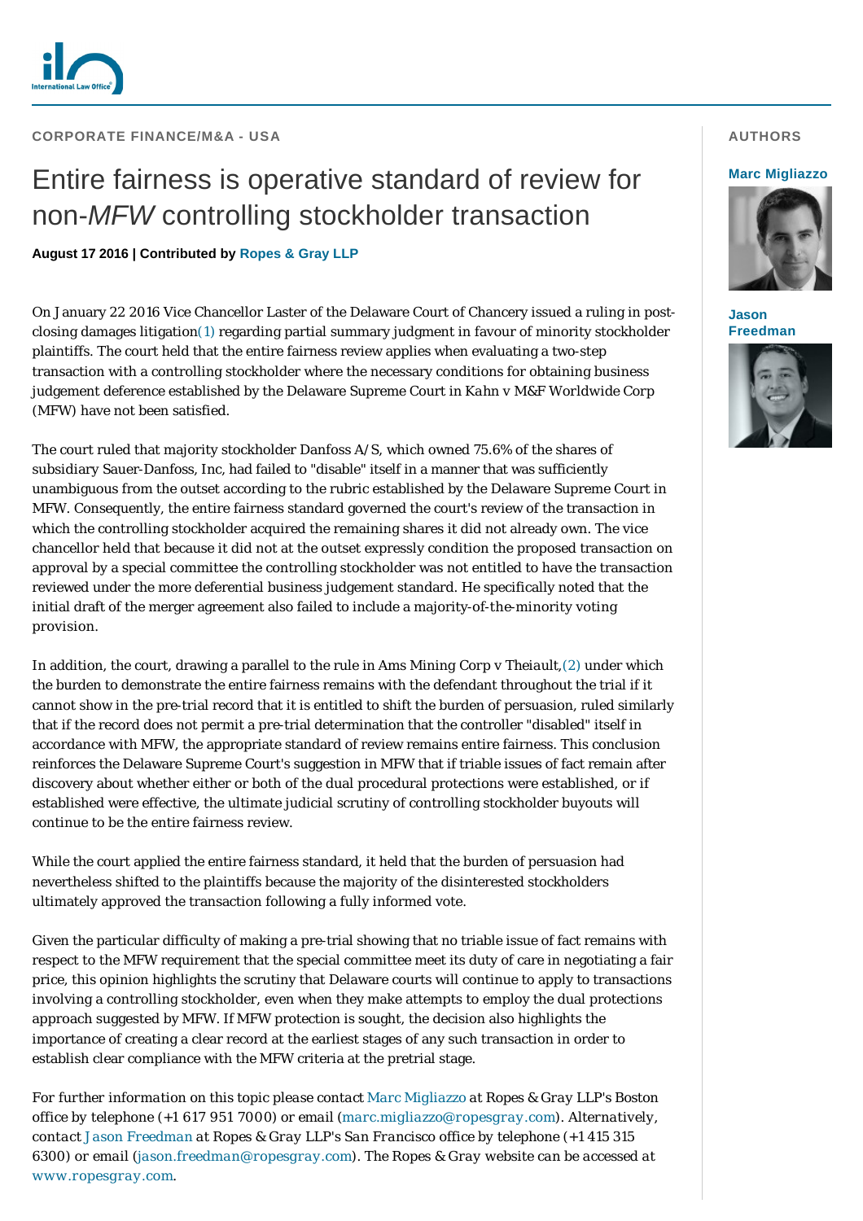CORPORATE FINANCE/M&A - USA

# Entire fairness is operative standard of review for non-*MFW* controlling stockholder transaction

**August 17 2016 | Contributed by Ropes & Gray LLP**

AUTHORS

**Marc Migliazzo**

**Jason Freedman**

On January 22 2016 Vice Chancellor Laster of the Delaware Court of Chancery issued a ruling in post-closing damages litigation(1) regarding partial summary judgment in favour of minority stockholder plaintiffs. The court held that the entire fairness review applies when evaluating a two-step transaction with a controlling stockholder where the necessary conditions for obtaining business judgement deference established by the Delaware Supreme Court in Kahn v M&F Worldwide Corp (MFW) have not been satisfied.

The court ruled that majority stockholder Danfoss A/S, which owned 75.6% of the shares of subsidiary Sauer-Danfoss, Inc, had failed to "disable" itself in a manner that was sufficiently unambiguous from the outset according to the rubric established by the Delaware Supreme Court in MFW. Consequently, the entire fairness standard governed the court's review of the transaction in which the controlling stockholder acquired the remaining shares it did not already own. The vice chancellor held that because it did not at the outset expressly condition the proposed transaction on approval by a special committee the controlling stockholder was not entitled to have the transaction reviewed under the more deferential business judgement standard. He specifically noted that the initial draft of the merger agreement also failed to include a majority-of-the-minority voting provision.

In addition, the court, drawing a parallel to the rule in Ams Mining Corp v Theiault,(2) under which the burden to demonstrate the entire fairness remains with the defendant throughout the trial if it cannot show in the pre-trial record that it is entitled to shift the burden of persuasion, ruled similarly that if the record does not permit a pre-trial determination that the controller "disabled" itself in accordance with MFW, the appropriate standard of review remains entire fairness. This conclusion reinforces the Delaware Supreme Court's suggestion in MFW that if triable issues of fact remain after discovery about whether either or both of the dual procedural protections were established, or if established were effective, the ultimate judicial scrutiny of controlling stockholder buyouts will continue to be the entire fairness review.

While the court applied the entire fairness standard, it held that the burden of persuasion had nevertheless shifted to the plaintiffs because the majority of the disinterested stockholders ultimately approved the transaction following a fully informed vote.

Given the particular difficulty of making a pre-trial showing that no triable issue of fact remains with respect to the MFW requirement that the special committee meet its duty of care in negotiating a fair price, this opinion highlights the scrutiny that Delaware courts will continue to apply to transactions involving a controlling stockholder, even when they make attempts to employ the dual protections approach suggested by MFW. If MFW protection is sought, the decision also highlights the importance of creating a clear record at the earliest stages of any such transaction in order to establish clear compliance with the MFW criteria at the pretrial stage.

*For further information on this topic please contact* Marc Migliazzo *at Ropes & Gray LLP's Boston office by telephone (+1 617 951 7000) or email (*marc.migliazzo@ropesgray.com*). Alternatively, contact* Jason Freedman *at Ropes & Gray LLP's San Francisco office by telephone (+1 415 315 6300) or email (*jason.freedman@ropesgray.com*). The Ropes & Gray website can be accessed at* www.ropesgray.com.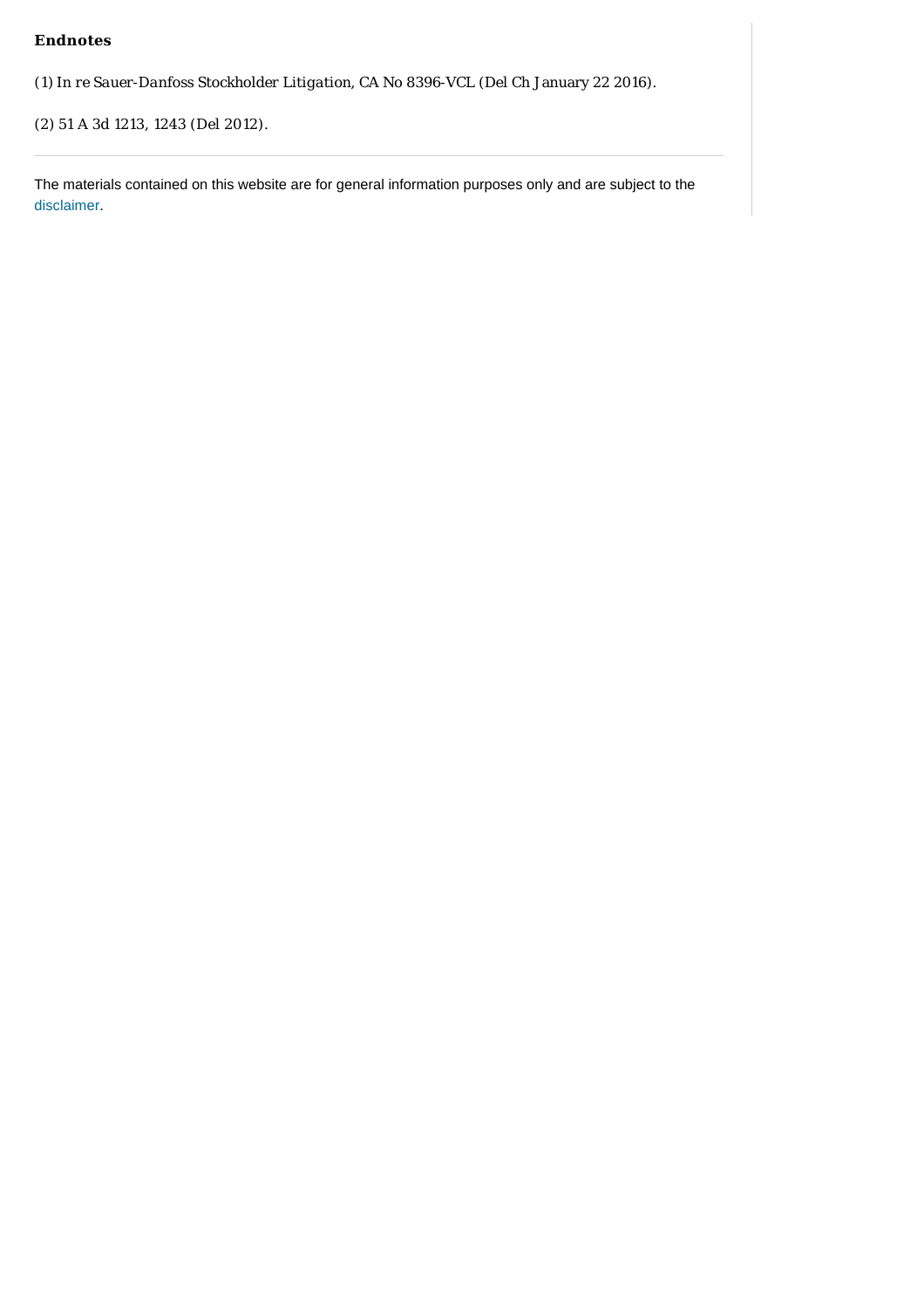**Endnotes**

(1) *In re Sauer-Danfoss Stockholder Litigation*, CA No 8396-VCL (Del Ch January 22 2016).

(2) 51 A 3d 1213, 1243 (Del 2012).

---

The materials contained on this website are for general information purposes only and are subject to the disclaimer.